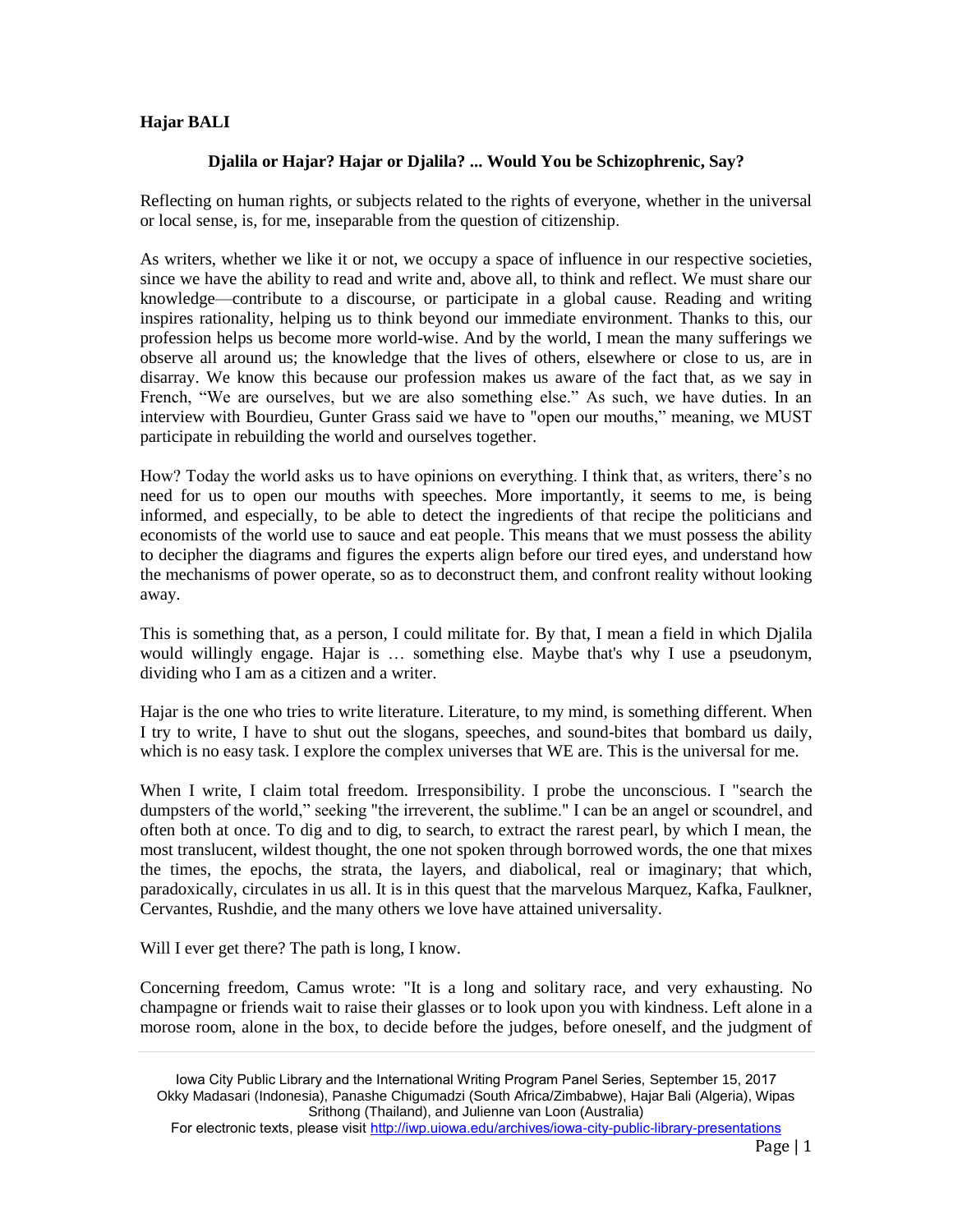**Hajar BALI**

## Djalila or Hajar? Hajar or Djalila? ... Would You be Schizophrenic, Say?

Reflecting on human rights, or subjects related to the rights of everyone, whether in the universal or local sense, is, for me, inseparable from the question of citizenship.

As writers, whether we like it or not, we occupy a space of influence in our respective societies, since we have the ability to read and write and, above all, to think and reflect. We must share our knowledge—contribute to a discourse, or participate in a global cause. Reading and writing inspires rationality, helping us to think beyond our immediate environment. Thanks to this, our profession helps us become more world-wise. And by the world, I mean the many sufferings we observe all around us; the knowledge that the lives of others, elsewhere or close to us, are in disarray. We know this because our profession makes us aware of the fact that, as we say in French, "We are ourselves, but we are also something else." As such, we have duties. In an interview with Bourdieu, Gunter Grass said we have to "open our mouths," meaning, we MUST participate in rebuilding the world and ourselves together.

How? Today the world asks us to have opinions on everything. I think that, as writers, there's no need for us to open our mouths with speeches. More importantly, it seems to me, is being informed, and especially, to be able to detect the ingredients of that recipe the politicians and economists of the world use to sauce and eat people. This means that we must possess the ability to decipher the diagrams and figures the experts align before our tired eyes, and understand how the mechanisms of power operate, so as to deconstruct them, and confront reality without looking away.

This is something that, as a person, I could militate for. By that, I mean a field in which Djalila would willingly engage. Hajar is … something else. Maybe that's why I use a pseudonym, dividing who I am as a citizen and a writer.

Hajar is the one who tries to write literature. Literature, to my mind, is something different. When I try to write, I have to shut out the slogans, speeches, and sound-bites that bombard us daily, which is no easy task. I explore the complex universes that WE are. This is the universal for me.

When I write, I claim total freedom. Irresponsibility. I probe the unconscious. I "search the dumpsters of the world," seeking "the irreverent, the sublime." I can be an angel or scoundrel, and often both at once. To dig and to dig, to search, to extract the rarest pearl, by which I mean, the most translucent, wildest thought, the one not spoken through borrowed words, the one that mixes the times, the epochs, the strata, the layers, and diabolical, real or imaginary; that which, paradoxically, circulates in us all. It is in this quest that the marvelous Marquez, Kafka, Faulkner, Cervantes, Rushdie, and the many others we love have attained universality.

Will I ever get there? The path is long, I know.

Concerning freedom, Camus wrote: "It is a long and solitary race, and very exhausting. No champagne or friends wait to raise their glasses or to look upon you with kindness. Left alone in a morose room, alone in the box, to decide before the judges, before oneself, and the judgment of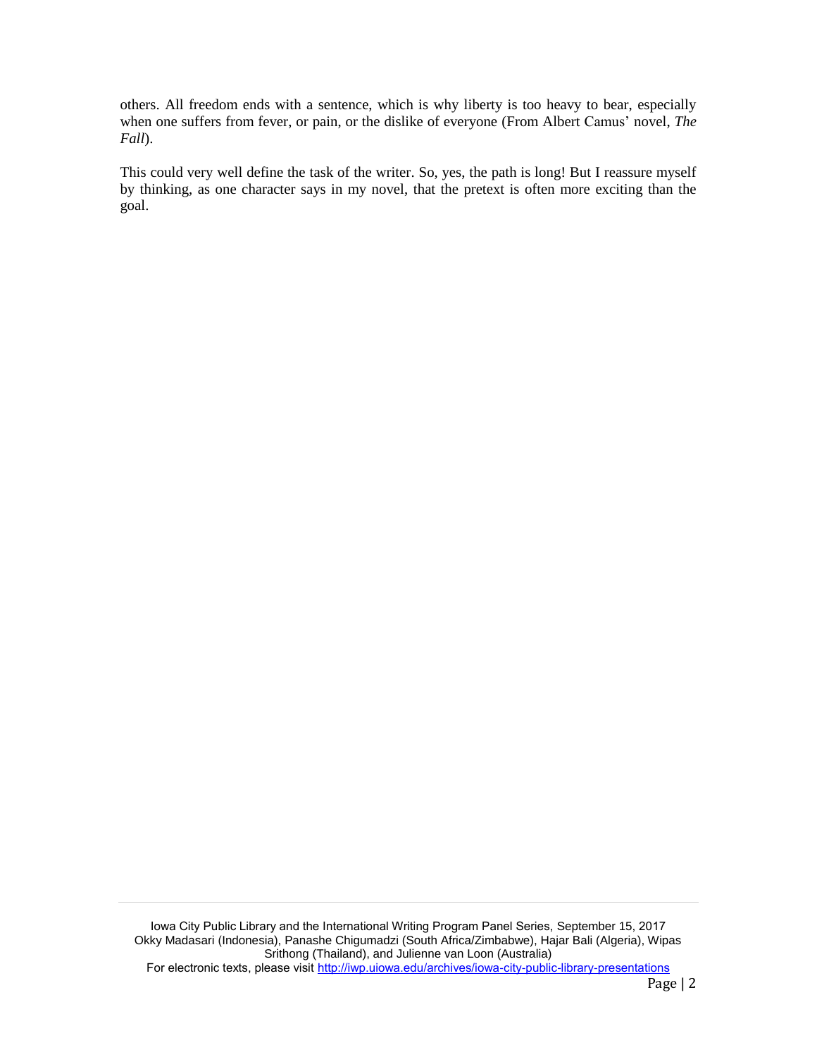others. All freedom ends with a sentence, which is why liberty is too heavy to bear, especially when one suffers from fever, or pain, or the dislike of everyone (From Albert Camus' novel, *The Fall*).

This could very well define the task of the writer. So, yes, the path is long! But I reassure myself by thinking, as one character says in my novel, that the pretext is often more exciting than the goal.